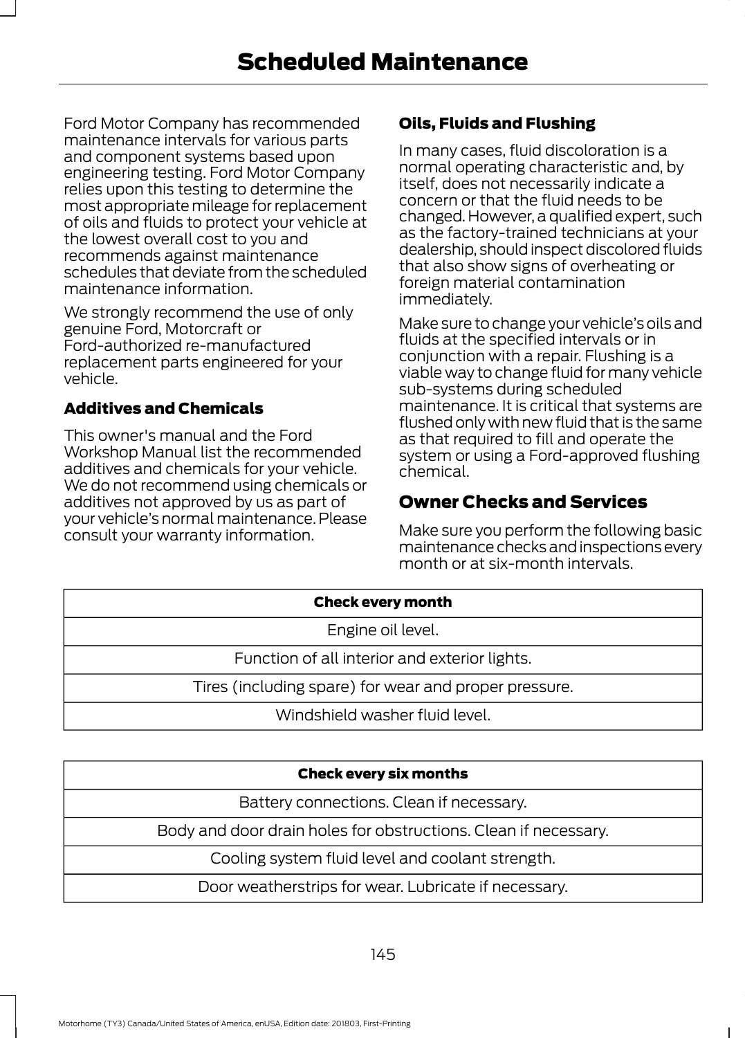# Scheduled Maintenance

Ford Motor Company has recommended maintenance intervals for various parts and component systems based upon engineering testing. Ford Motor Company relies upon this testing to determine the most appropriate mileage for replacement of oils and fluids to protect your vehicle at the lowest overall cost to you and recommends against maintenance schedules that deviate from the scheduled maintenance information.

We strongly recommend the use of only genuine Ford, Motorcraft or Ford-authorized re-manufactured replacement parts engineered for your vehicle.

### Additives and Chemicals

This owner's manual and the Ford Workshop Manual list the recommended additives and chemicals for your vehicle. We do not recommend using chemicals or additives not approved by us as part of your vehicle’s normal maintenance. Please consult your warranty information.

### Oils, Fluids and Flushing

In many cases, fluid discoloration is a normal operating characteristic and, by itself, does not necessarily indicate a concern or that the fluid needs to be changed. However, a qualified expert, such as the factory-trained technicians at your dealership, should inspect discolored fluids that also show signs of overheating or foreign material contamination immediately.

Make sure to change your vehicle’s oils and fluids at the specified intervals or in conjunction with a repair. Flushing is a viable way to change fluid for many vehicle sub-systems during scheduled maintenance. It is critical that systems are flushed only with new fluid that is the same as that required to fill and operate the system or using a Ford-approved flushing chemical.

## Owner Checks and Services

Make sure you perform the following basic maintenance checks and inspections every month or at six-month intervals.

| Check every month |
| --- |
| Engine oil level. |
| Function of all interior and exterior lights. |
| Tires (including spare) for wear and proper pressure. |
| Windshield washer fluid level. |

| Check every six months |
| --- |
| Battery connections. Clean if necessary. |
| Body and door drain holes for obstructions. Clean if necessary. |
| Cooling system fluid level and coolant strength. |
| Door weatherstrips for wear. Lubricate if necessary. |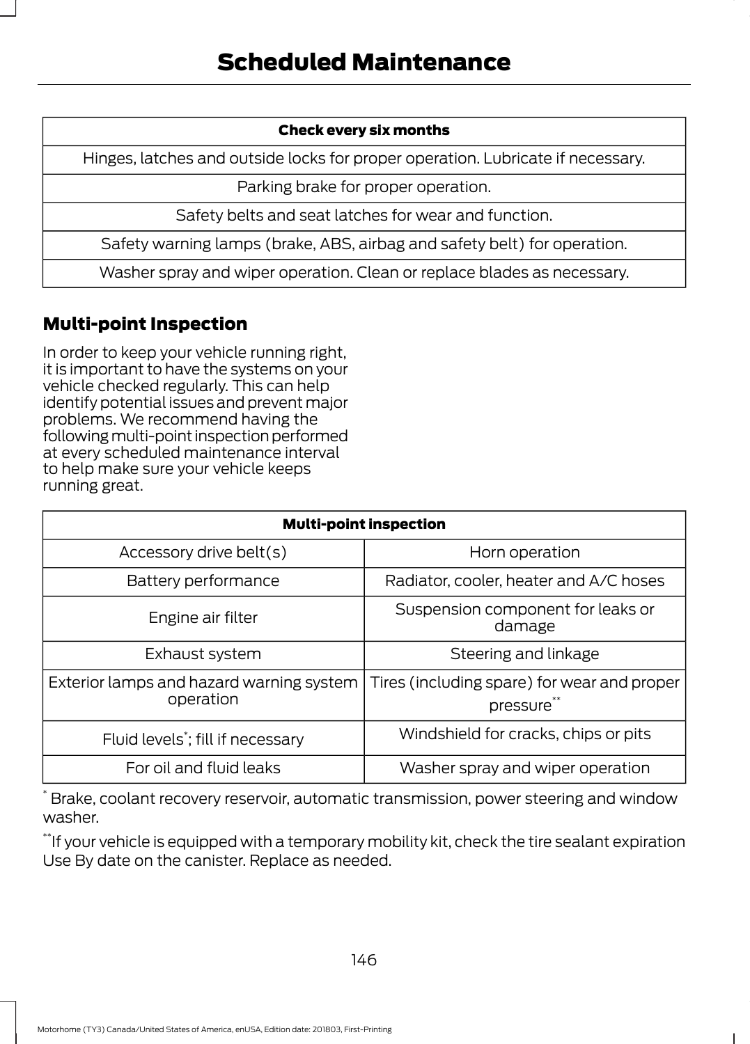| Check every six months |
|---|
| Hinges, latches and outside locks for proper operation. Lubricate if necessary. |
| Parking brake for proper operation. |
| Safety belts and seat latches for wear and function. |
| Safety warning lamps (brake, ABS, airbag and safety belt) for operation. |
| Washer spray and wiper operation. Clean or replace blades as necessary. |

## Multi-point Inspection

In order to keep your vehicle running right, it is important to have the systems on your vehicle checked regularly. This can help identify potential issues and prevent major problems. We recommend having the following multi-point inspection performed at every scheduled maintenance interval to help make sure your vehicle keeps running great.

| Multi-point inspection | |
|---|---|
| Accessory drive belt(s) | Horn operation |
| Battery performance | Radiator, cooler, heater and A/C hoses |
| Engine air filter | Suspension component for leaks or damage |
| Exhaust system | Steering and linkage |
| Exterior lamps and hazard warning system operation | Tires (including spare) for wear and proper pressure** |
| Fluid levels*; fill if necessary | Windshield for cracks, chips or pits |
| For oil and fluid leaks | Washer spray and wiper operation |

\* Brake, coolant recovery reservoir, automatic transmission, power steering and window washer.

\*\*If your vehicle is equipped with a temporary mobility kit, check the tire sealant expiration Use By date on the canister. Replace as needed.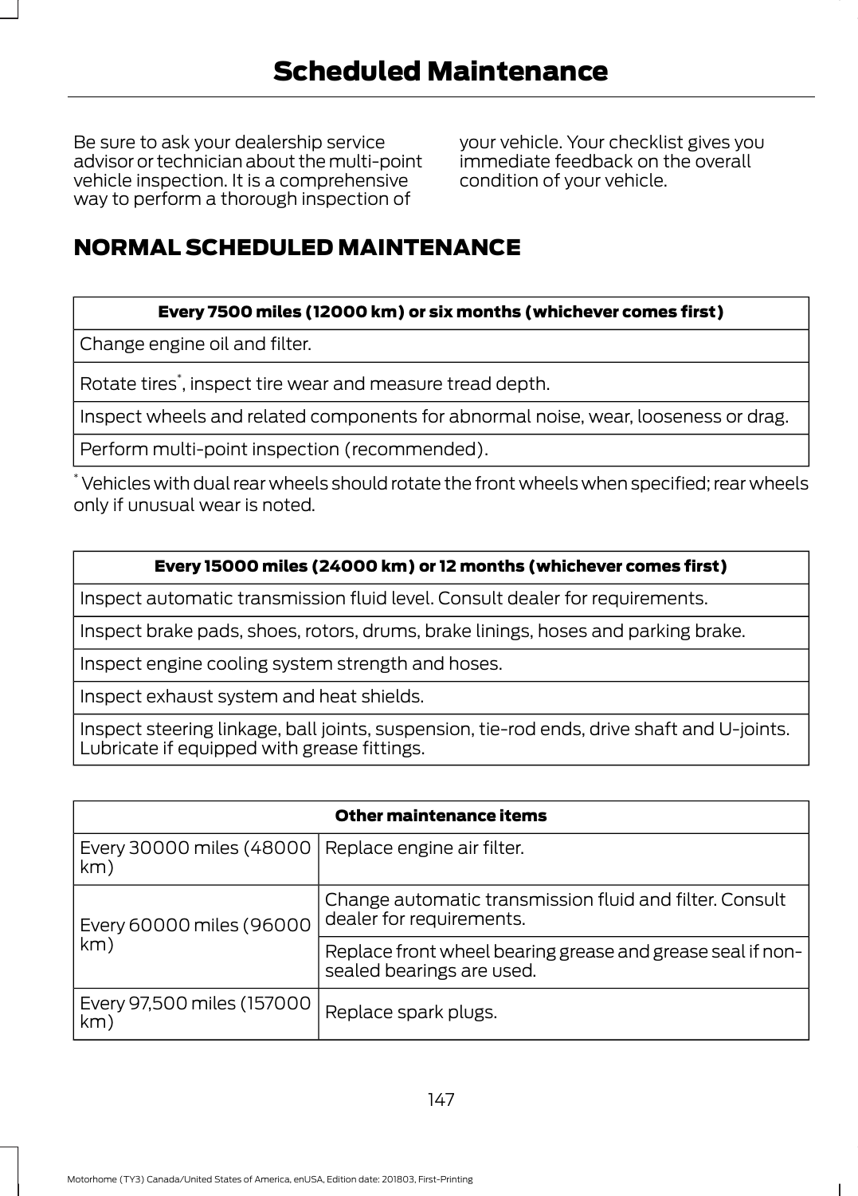Be sure to ask your dealership service advisor or technician about the multi-point vehicle inspection. It is a comprehensive way to perform a thorough inspection of your vehicle. Your checklist gives you immediate feedback on the overall condition of your vehicle.

## NORMAL SCHEDULED MAINTENANCE

| Every 7500 miles (12000 km) or six months (whichever comes first) |
| --- |
| Change engine oil and filter. |
| Rotate tires*, inspect tire wear and measure tread depth. |
| Inspect wheels and related components for abnormal noise, wear, looseness or drag. |
| Perform multi-point inspection (recommended). |

* Vehicles with dual rear wheels should rotate the front wheels when specified; rear wheels only if unusual wear is noted.

| Every 15000 miles (24000 km) or 12 months (whichever comes first) |
| --- |
| Inspect automatic transmission fluid level. Consult dealer for requirements. |
| Inspect brake pads, shoes, rotors, drums, brake linings, hoses and parking brake. |
| Inspect engine cooling system strength and hoses. |
| Inspect exhaust system and heat shields. |
| Inspect steering linkage, ball joints, suspension, tie-rod ends, drive shaft and U-joints. Lubricate if equipped with grease fittings. |

| Other maintenance items | |
| --- | --- |
| Every 30000 miles (48000 km) | Replace engine air filter. |
| Every 60000 miles (96000 km) | Change automatic transmission fluid and filter. Consult dealer for requirements. |
| | Replace front wheel bearing grease and grease seal if non-sealed bearings are used. |
| Every 97,500 miles (157000 km) | Replace spark plugs. |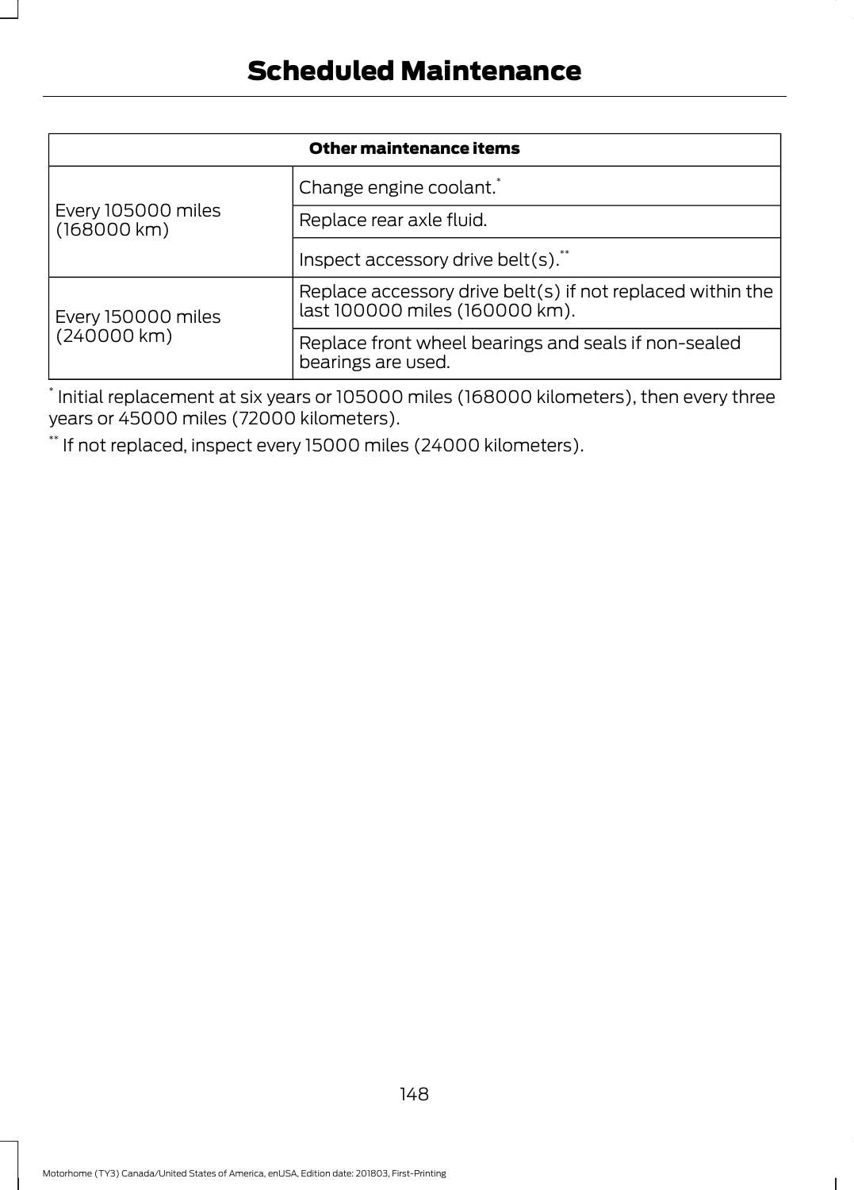| Other maintenance items | |
|---|---|
| Every 105000 miles (168000 km) | Change engine coolant.* |
| | Replace rear axle fluid. |
| | Inspect accessory drive belt(s).** |
| Every 150000 miles (240000 km) | Replace accessory drive belt(s) if not replaced within the last 100000 miles (160000 km). |
| | Replace front wheel bearings and seals if non-sealed bearings are used. |

* Initial replacement at six years or 105000 miles (168000 kilometers), then every three years or 45000 miles (72000 kilometers).

** If not replaced, inspect every 15000 miles (24000 kilometers).